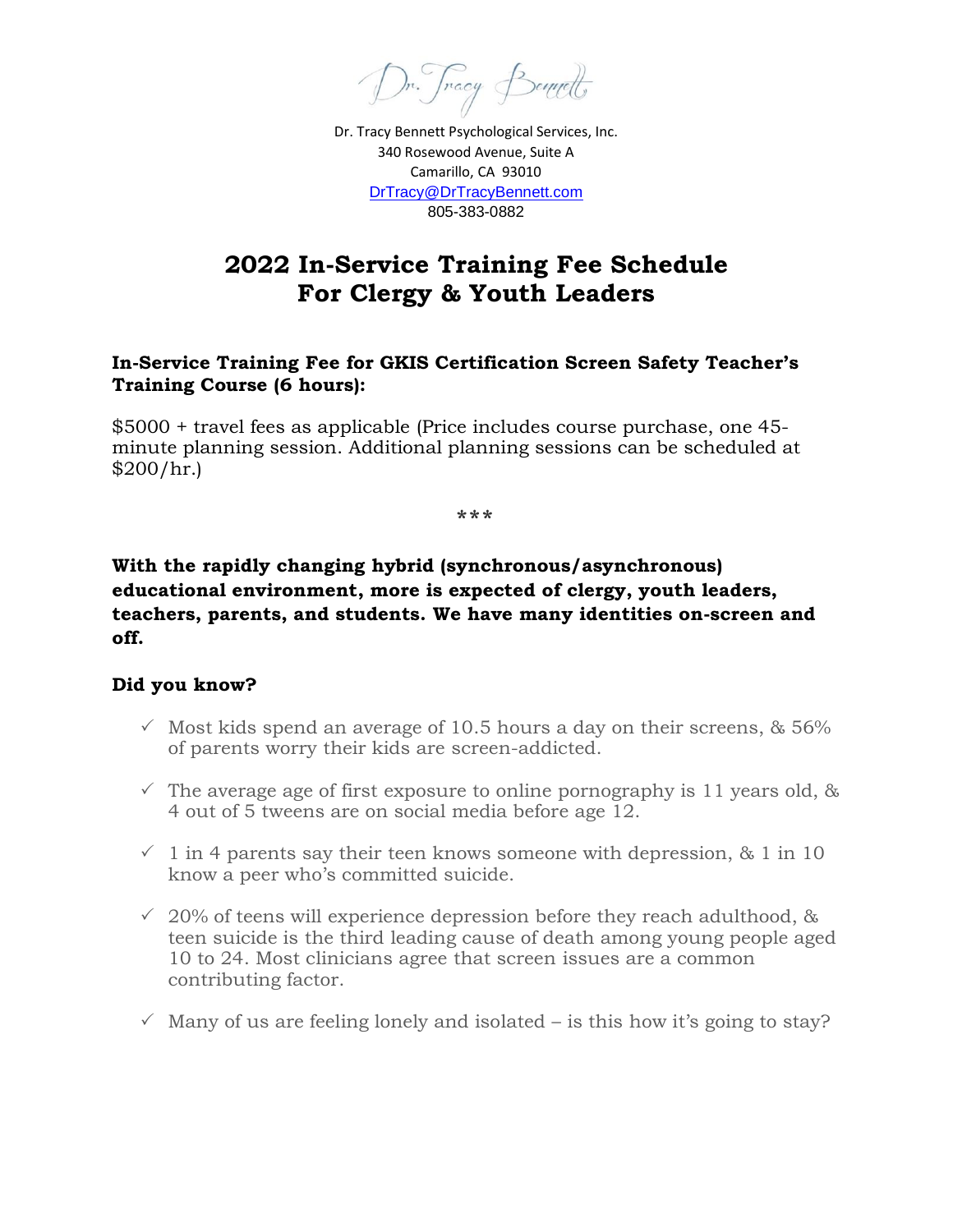Dr. Tracy Bennett

Dr. Tracy Bennett Psychological Services, Inc.
340 Rosewood Avenue, Suite A
Camarillo, CA 93010
DrTracy@DrTracyBennett.com
805-383-0882

# 2022 In-Service Training Fee Schedule For Clergy & Youth Leaders

**In-Service Training Fee for GKIS Certification Screen Safety Teacher's Training Course (6 hours):**

$5000 + travel fees as applicable (Price includes course purchase, one 45-minute planning session. Additional planning sessions can be scheduled at $200/hr.)

***

**With the rapidly changing hybrid (synchronous/asynchronous) educational environment, more is expected of clergy, youth leaders, teachers, parents, and students. We have many identities on-screen and off.**

**Did you know?**

- ✓ Most kids spend an average of 10.5 hours a day on their screens, & 56% of parents worry their kids are screen-addicted.
- ✓ The average age of first exposure to online pornography is 11 years old, & 4 out of 5 tweens are on social media before age 12.
- ✓ 1 in 4 parents say their teen knows someone with depression, & 1 in 10 know a peer who's committed suicide.
- ✓ 20% of teens will experience depression before they reach adulthood, & teen suicide is the third leading cause of death among young people aged 10 to 24. Most clinicians agree that screen issues are a common contributing factor.
- ✓ Many of us are feeling lonely and isolated – is this how it's going to stay?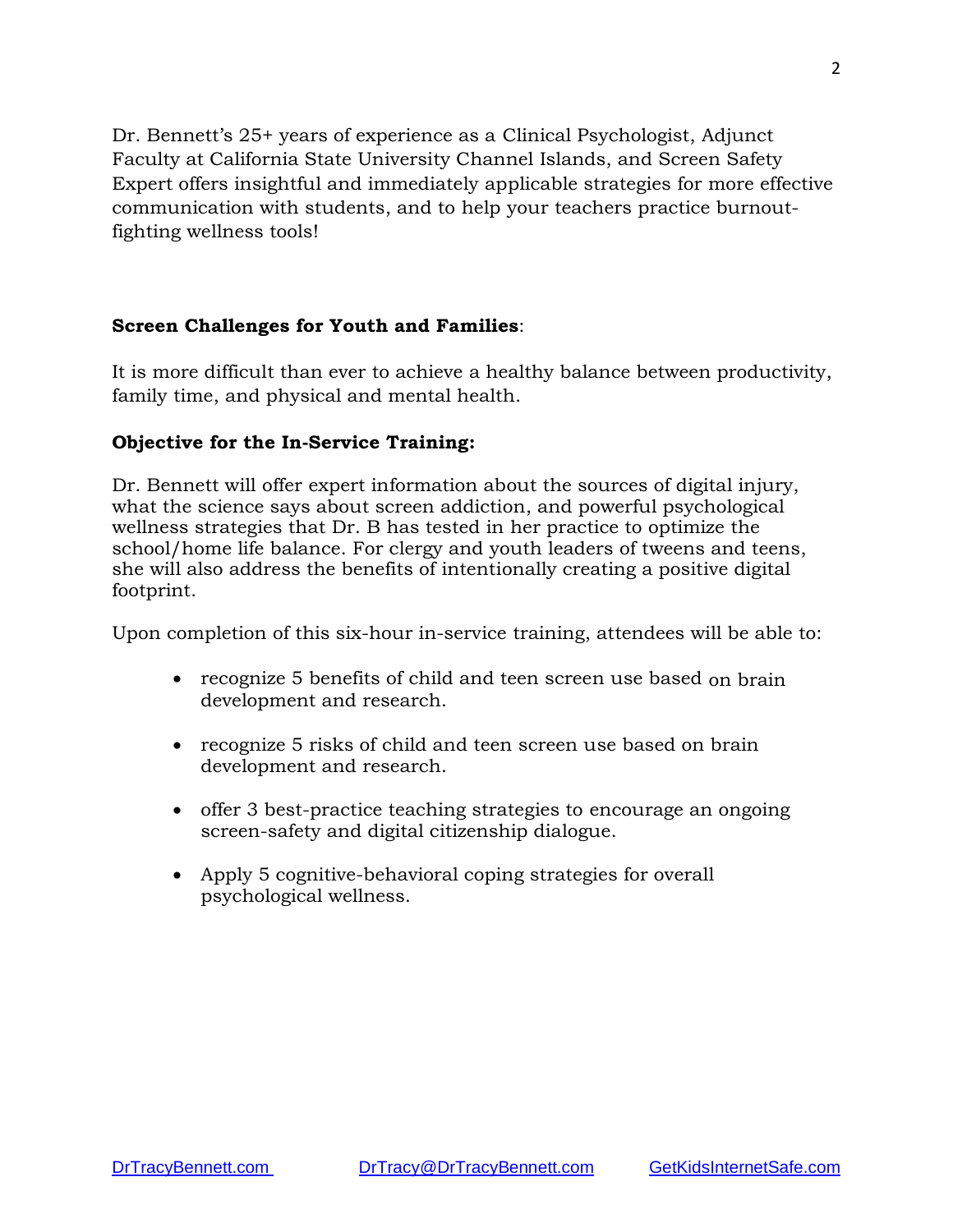Dr. Bennett's 25+ years of experience as a Clinical Psychologist, Adjunct Faculty at California State University Channel Islands, and Screen Safety Expert offers insightful and immediately applicable strategies for more effective communication with students, and to help your teachers practice burnout-fighting wellness tools!

**Screen Challenges for Youth and Families**:

It is more difficult than ever to achieve a healthy balance between productivity, family time, and physical and mental health.

**Objective for the In-Service Training:**

Dr. Bennett will offer expert information about the sources of digital injury, what the science says about screen addiction, and powerful psychological wellness strategies that Dr. B has tested in her practice to optimize the school/home life balance. For clergy and youth leaders of tweens and teens, she will also address the benefits of intentionally creating a positive digital footprint.

Upon completion of this six-hour in-service training, attendees will be able to:

- recognize 5 benefits of child and teen screen use based on brain development and research.
- recognize 5 risks of child and teen screen use based on brain development and research.
- offer 3 best-practice teaching strategies to encourage an ongoing screen-safety and digital citizenship dialogue.
- Apply 5 cognitive-behavioral coping strategies for overall psychological wellness.

DrTracyBennett.com DrTracy@DrTracyBennett.com GetKidsInternetSafe.com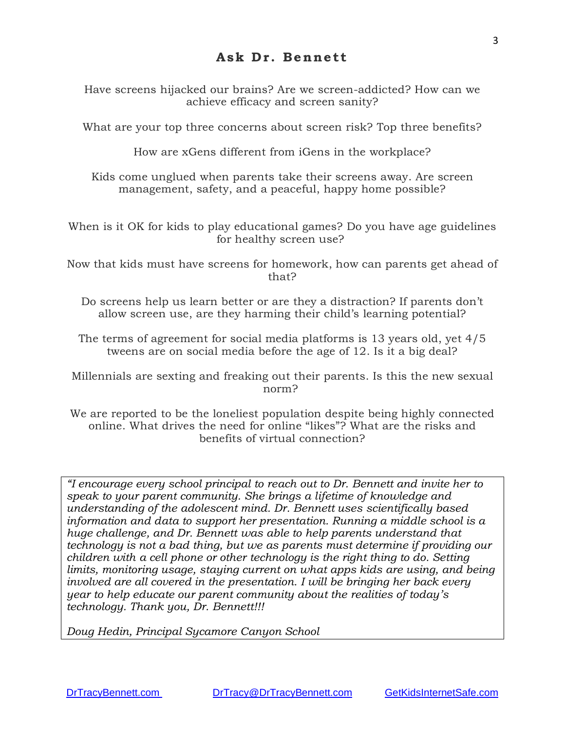## Ask Dr. Bennett

Have screens hijacked our brains? Are we screen-addicted? How can we achieve efficacy and screen sanity?

What are your top three concerns about screen risk? Top three benefits?

How are xGens different from iGens in the workplace?

Kids come unglued when parents take their screens away. Are screen management, safety, and a peaceful, happy home possible?

When is it OK for kids to play educational games? Do you have age guidelines for healthy screen use?

Now that kids must have screens for homework, how can parents get ahead of that?

Do screens help us learn better or are they a distraction? If parents don't allow screen use, are they harming their child's learning potential?

The terms of agreement for social media platforms is 13 years old, yet 4/5 tweens are on social media before the age of 12. Is it a big deal?

Millennials are sexting and freaking out their parents. Is this the new sexual norm?

We are reported to be the loneliest population despite being highly connected online. What drives the need for online "likes"? What are the risks and benefits of virtual connection?

> *"I encourage every school principal to reach out to Dr. Bennett and invite her to speak to your parent community. She brings a lifetime of knowledge and understanding of the adolescent mind. Dr. Bennett uses scientifically based information and data to support her presentation. Running a middle school is a huge challenge, and Dr. Bennett was able to help parents understand that technology is not a bad thing, but we as parents must determine if providing our children with a cell phone or other technology is the right thing to do. Setting limits, monitoring usage, staying current on what apps kids are using, and being involved are all covered in the presentation. I will be bringing her back every year to help educate our parent community about the realities of today's technology. Thank you, Dr. Bennett!!!*
>
> *Doug Hedin, Principal Sycamore Canyon School*

DrTracyBennett.com    DrTracy@DrTracyBennett.com    GetKidsInternetSafe.com